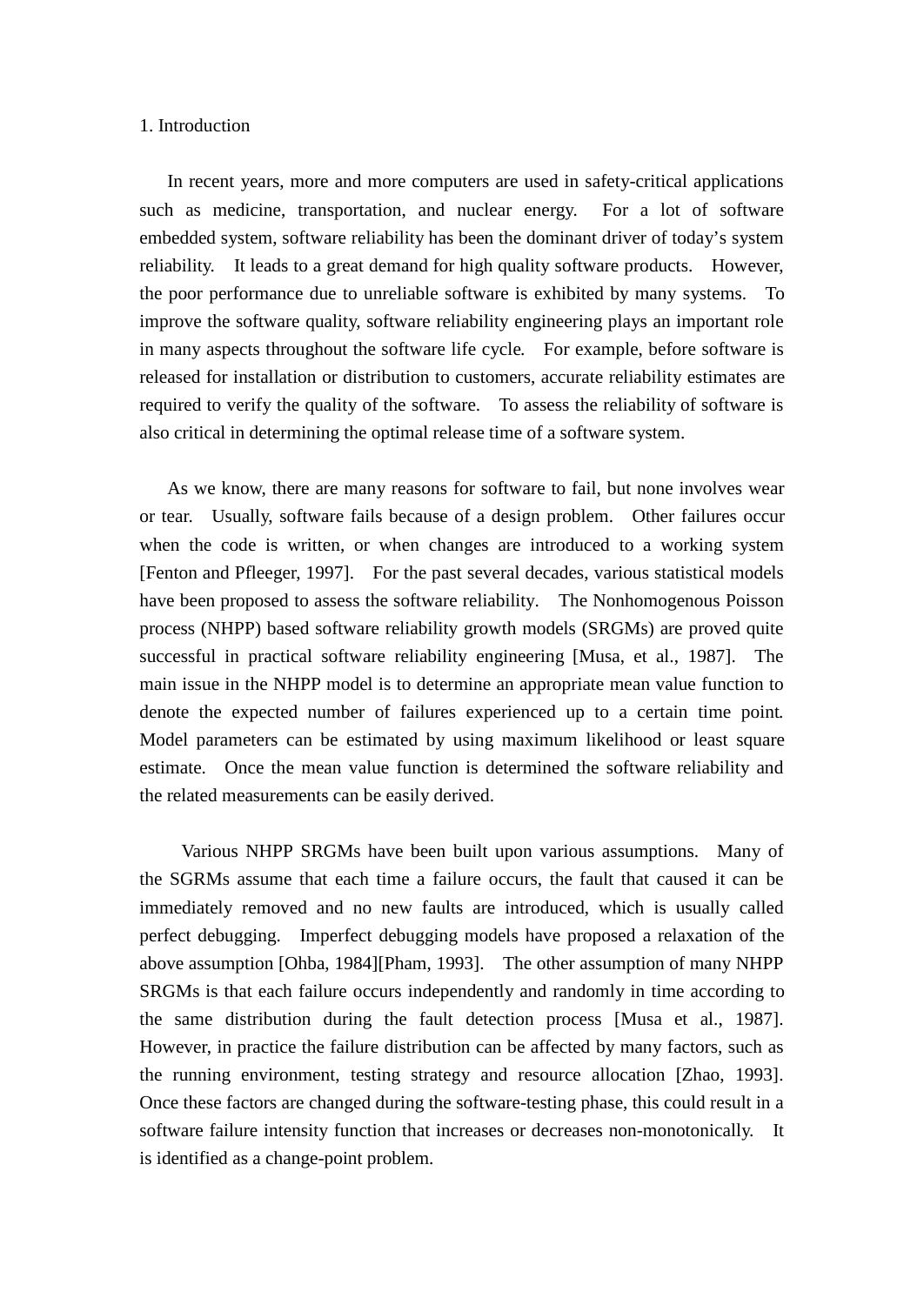# 1. Introduction

In recent years, more and more computers are used in safety-critical applications such as medicine, transportation, and nuclear energy. For a lot of software embedded system, software reliability has been the dominant driver of today's system reliability. It leads to a great demand for high quality software products. However, the poor performance due to unreliable software is exhibited by many systems. To improve the software quality, software reliability engineering plays an important role in many aspects throughout the software life cycle. For example, before software is released for installation or distribution to customers, accurate reliability estimates are required to verify the quality of the software. To assess the reliability of software is also critical in determining the optimal release time of a software system.

As we know, there are many reasons for software to fail, but none involves wear or tear. Usually, software fails because of a design problem. Other failures occur when the code is written, or when changes are introduced to a working system [Fenton and Pfleeger, 1997]. For the past several decades, various statistical models have been proposed to assess the software reliability. The Nonhomogenous Poisson process (NHPP) based software reliability growth models (SRGMs) are proved quite successful in practical software reliability engineering [Musa, et al., 1987]. The main issue in the NHPP model is to determine an appropriate mean value function to denote the expected number of failures experienced up to a certain time point. Model parameters can be estimated by using maximum likelihood or least square estimate. Once the mean value function is determined the software reliability and the related measurements can be easily derived.

Various NHPP SRGMs have been built upon various assumptions. Many of the SGRMs assume that each time a failure occurs, the fault that caused it can be immediately removed and no new faults are introduced, which is usually called perfect debugging. Imperfect debugging models have proposed a relaxation of the above assumption [Ohba, 1984][Pham, 1993]. The other assumption of many NHPP SRGMs is that each failure occurs independently and randomly in time according to the same distribution during the fault detection process [Musa et al., 1987]. However, in practice the failure distribution can be affected by many factors, such as the running environment, testing strategy and resource allocation [Zhao, 1993]. Once these factors are changed during the software-testing phase, this could result in a software failure intensity function that increases or decreases non-monotonically. It is identified as a change-point problem.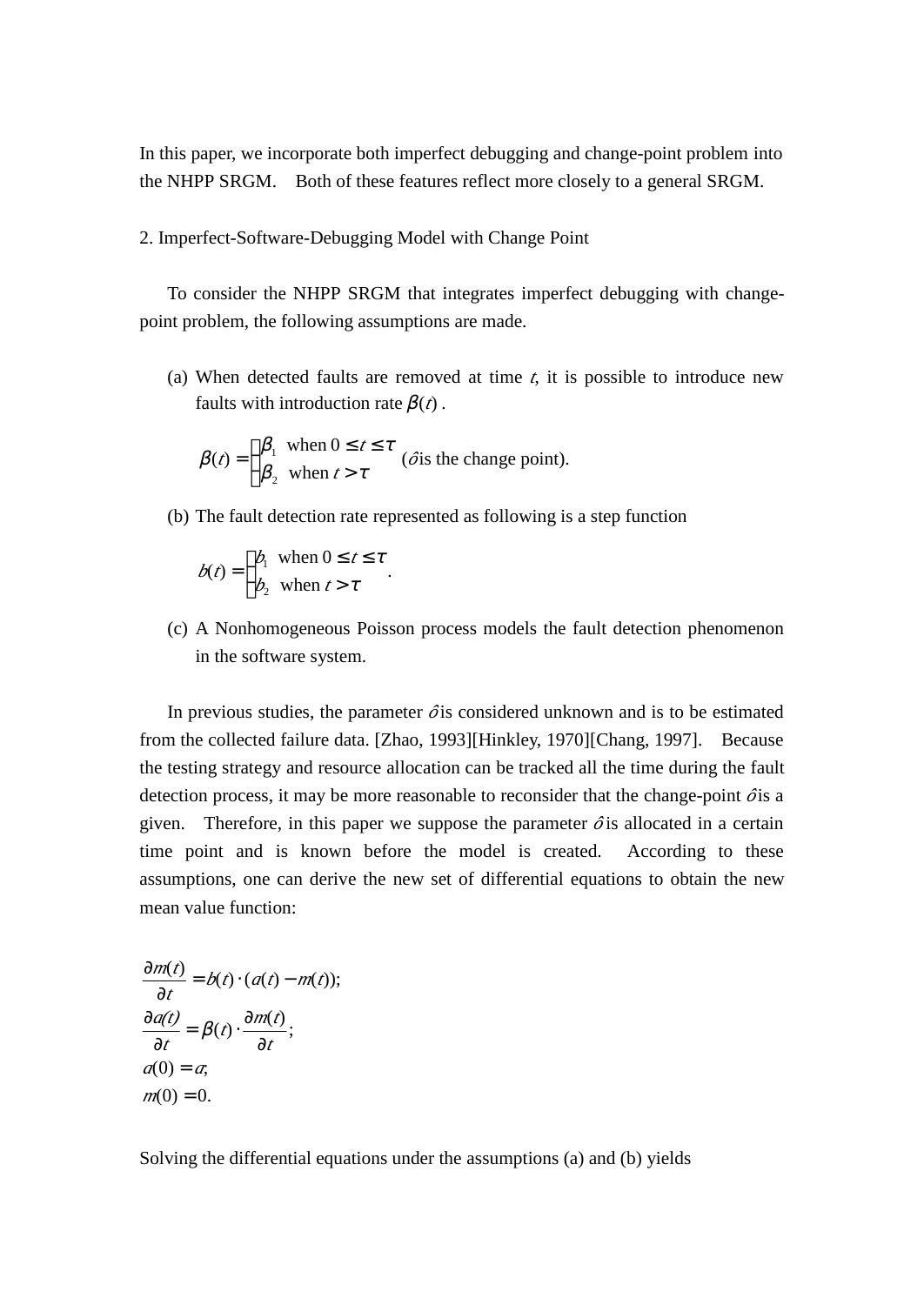In this paper, we incorporate both imperfect debugging and change-point problem into the NHPP SRGM. Both of these features reflect more closely to a general SRGM.

## 2. Imperfect-Software-Debugging Model with Change Point

To consider the NHPP SRGM that integrates imperfect debugging with change-point problem, the following assumptions are made.

(a) When detected faults are removed at time $t$, it is possible to introduce new faults with introduction rate $\beta(t)$.

$$\beta(t) = \begin{cases} \beta_1 & \text{when } 0 \le t \le \tau \\ \beta_2 & \text{when } t > \tau \end{cases} \quad (\tau \text{ is the change point}).$$

(b) The fault detection rate represented as following is a step function

$$b(t) = \begin{cases} b_1 & \text{when } 0 \le t \le \tau \\ b_2 & \text{when } t > \tau \end{cases}.$$

(c) A Nonhomogeneous Poisson process models the fault detection phenomenon in the software system.

In previous studies, the parameter $\tau$ is considered unknown and is to be estimated from the collected failure data. [Zhao, 1993][Hinkley, 1970][Chang, 1997]. Because the testing strategy and resource allocation can be tracked all the time during the fault detection process, it may be more reasonable to reconsider that the change-point $\tau$ is a given. Therefore, in this paper we suppose the parameter $\tau$ is allocated in a certain time point and is known before the model is created. According to these assumptions, one can derive the new set of differential equations to obtain the new mean value function:

$$\frac{\partial m(t)}{\partial t} = b(t) \cdot (a(t) - m(t));$$
$$\frac{\partial a(t)}{\partial t} = \beta(t) \cdot \frac{\partial m(t)}{\partial t};$$
$$a(0) = a;$$
$$m(0) = 0.$$

Solving the differential equations under the assumptions (a) and (b) yields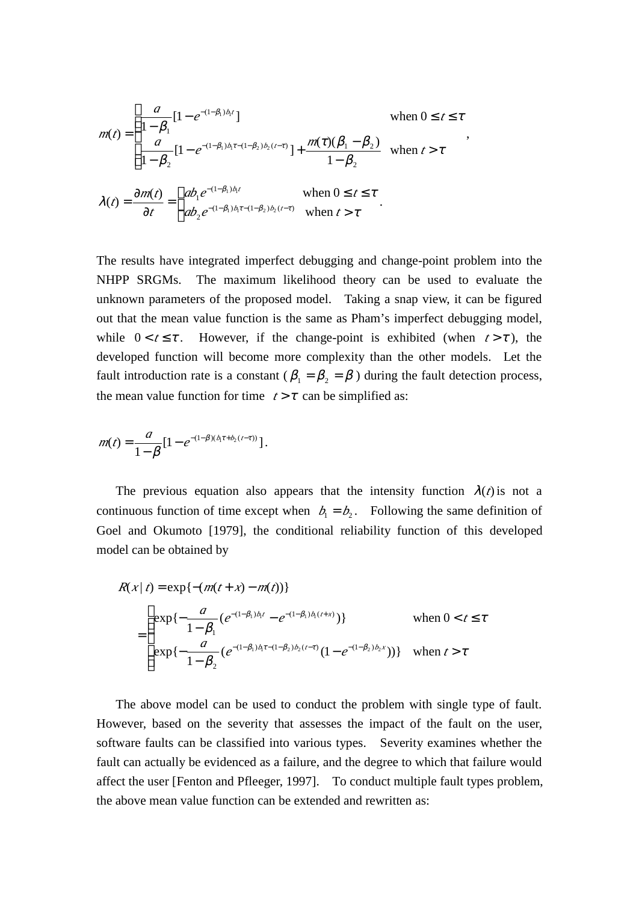$$m(t) = \begin{cases} \dfrac{a}{1-\beta_1}[1 - e^{-(1-\beta_1)b_1 t}] & \text{when } 0 \le t \le \tau \\ \dfrac{a}{1-\beta_2}[1 - e^{-(1-\beta_1)b_1\tau - (1-\beta_2)b_2(t-\tau)}] + \dfrac{m(\tau)(\beta_1 - \beta_2)}{1-\beta_2} & \text{when } t > \tau \end{cases},$$

$$\lambda(t) = \frac{\partial m(t)}{\partial t} = \begin{cases} ab_1 e^{-(1-\beta_1)b_1 t} & \text{when } 0 \le t \le \tau \\ ab_2 e^{-(1-\beta_1)b_1\tau - (1-\beta_2)b_2(t-\tau)} & \text{when } t > \tau \end{cases}.$$

The results have integrated imperfect debugging and change-point problem into the NHPP SRGMs. The maximum likelihood theory can be used to evaluate the unknown parameters of the proposed model. Taking a snap view, it can be figured out that the mean value function is the same as Pham's imperfect debugging model, while $0 < t \le \tau$. However, if the change-point is exhibited (when $t > \tau$), the developed function will become more complexity than the other models. Let the fault introduction rate is a constant ($\beta_1 = \beta_2 = \beta$) during the fault detection process, the mean value function for time $t > \tau$ can be simplified as:

$$m(t) = \frac{a}{1-\beta}[1 - e^{-(1-\beta)(b_1\tau + b_2(t-\tau))}].$$

The previous equation also appears that the intensity function $\lambda(t)$ is not a continuous function of time except when $b_1 = b_2$. Following the same definition of Goel and Okumoto [1979], the conditional reliability function of this developed model can be obtained by

$$R(x \mid t) = \exp\{-(m(t+x) - m(t))\}$$

$$= \begin{cases} \exp\{-\dfrac{a}{1-\beta_1}(e^{-(1-\beta_1)b_1 t} - e^{-(1-\beta_1)b_1(t+x)})\} & \text{when } 0 < t \le \tau \\ \exp\{-\dfrac{a}{1-\beta_2}(e^{-(1-\beta_1)b_1\tau - (1-\beta_2)b_2(t-\tau)}(1 - e^{-(1-\beta_2)b_2 x}))\} & \text{when } t > \tau \end{cases}$$

The above model can be used to conduct the problem with single type of fault. However, based on the severity that assesses the impact of the fault on the user, software faults can be classified into various types. Severity examines whether the fault can actually be evidenced as a failure, and the degree to which that failure would affect the user [Fenton and Pfleeger, 1997]. To conduct multiple fault types problem, the above mean value function can be extended and rewritten as: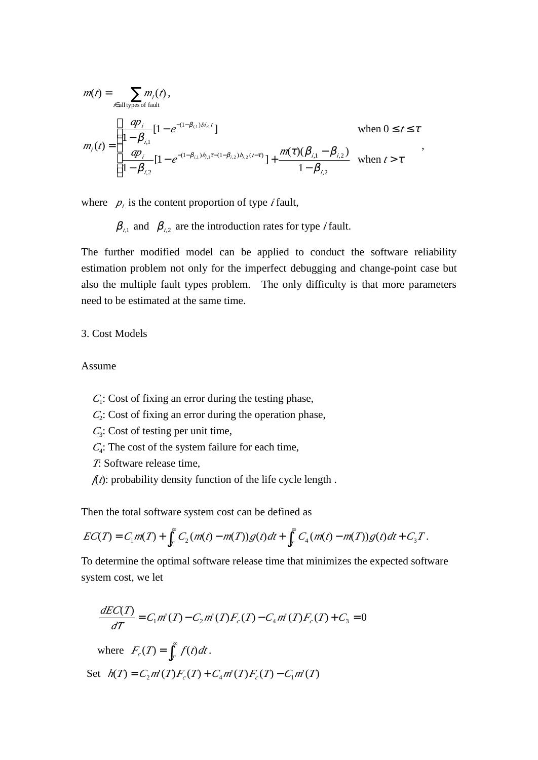$$m(t) = \sum_{i \in \text{all types of fault}} m_i(t),$$

$$m_i(t) = \begin{cases} \dfrac{ap_i}{1-\beta_{i,1}}[1-e^{-(1-\beta_{i,1})b_{i,1}t}] & \text{when } 0 \le t \le \tau \\ \dfrac{ap_i}{1-\beta_{i,2}}[1-e^{-(1-\beta_{i,1})b_{i,1}\tau-(1-\beta_{i,2})b_{i,2}(t-\tau)}] + \dfrac{m(\tau)(\beta_{i,1}-\beta_{i,2})}{1-\beta_{i,2}} & \text{when } t > \tau \end{cases},$$

where $p_i$ is the content proportion of type $i$ fault,

$\beta_{i,1}$ and $\beta_{i,2}$ are the introduction rates for type $i$ fault.

The further modified model can be applied to conduct the software reliability estimation problem not only for the imperfect debugging and change-point case but also the multiple fault types problem. The only difficulty is that more parameters need to be estimated at the same time.

## 3. Cost Models

Assume

$C_1$: Cost of fixing an error during the testing phase,
$C_2$: Cost of fixing an error during the operation phase,
$C_3$: Cost of testing per unit time,
$C_4$: The cost of the system failure for each time,
$T$: Software release time,
$f(t)$: probability density function of the life cycle length .

Then the total software system cost can be defined as

$$EC(T) = C_1 m(T) + \int_T^\infty C_2 (m(t) - m(T)) g(t) dt + \int_T^\infty C_4 (m(t) - m(T)) g(t) dt + C_3 T .$$

To determine the optimal software release time that minimizes the expected software system cost, we let

$$\frac{dEC(T)}{dT} = C_1 m'(T) - C_2 m'(T) F_c(T) - C_4 m'(T) F_c(T) + C_3 = 0$$

where $F_c(T) = \int_T^\infty f(t) dt$.

Set $h(T) = C_2 m'(T) F_c(T) + C_4 m'(T) F_c(T) - C_1 m'(T)$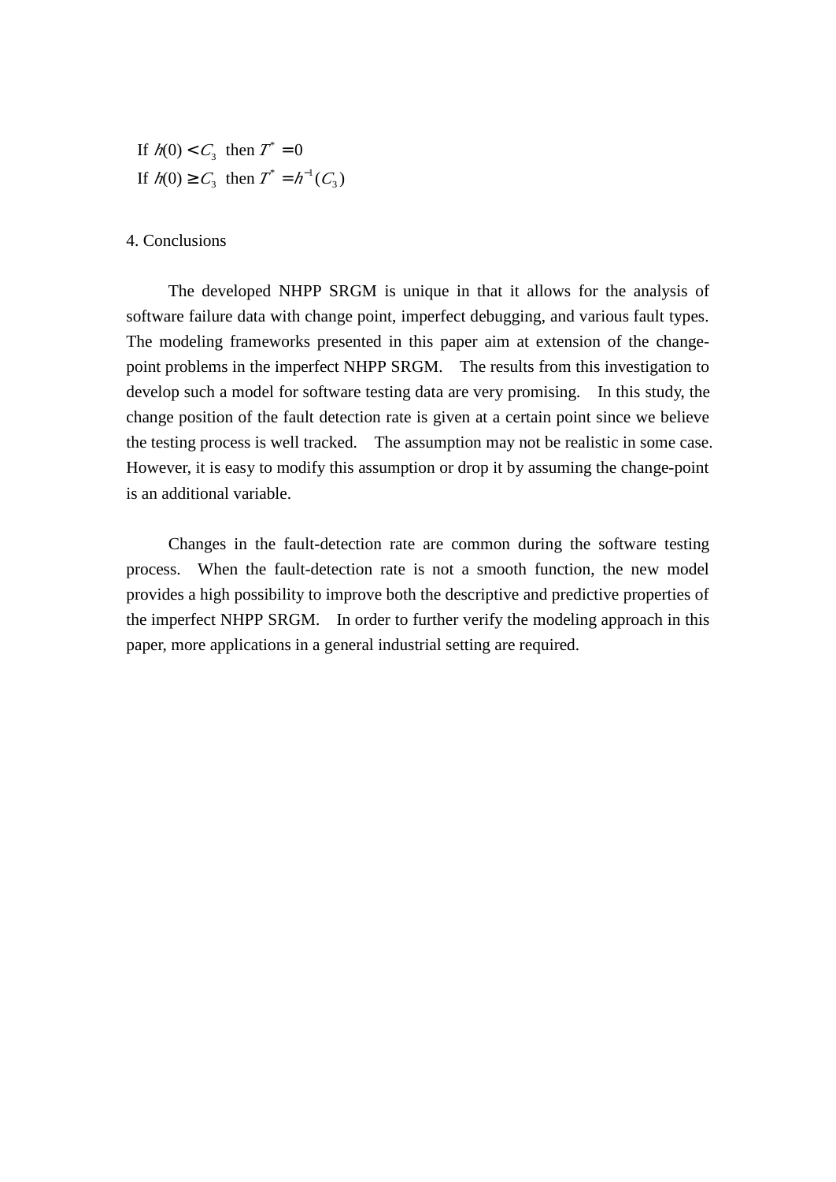If $h(0) < C_3$ then $T^* = 0$

If $h(0) \geq C_3$ then $T^* = h^{-1}(C_3)$

## 4. Conclusions

The developed NHPP SRGM is unique in that it allows for the analysis of software failure data with change point, imperfect debugging, and various fault types. The modeling frameworks presented in this paper aim at extension of the change-point problems in the imperfect NHPP SRGM. The results from this investigation to develop such a model for software testing data are very promising. In this study, the change position of the fault detection rate is given at a certain point since we believe the testing process is well tracked. The assumption may not be realistic in some case. However, it is easy to modify this assumption or drop it by assuming the change-point is an additional variable.

Changes in the fault-detection rate are common during the software testing process. When the fault-detection rate is not a smooth function, the new model provides a high possibility to improve both the descriptive and predictive properties of the imperfect NHPP SRGM. In order to further verify the modeling approach in this paper, more applications in a general industrial setting are required.